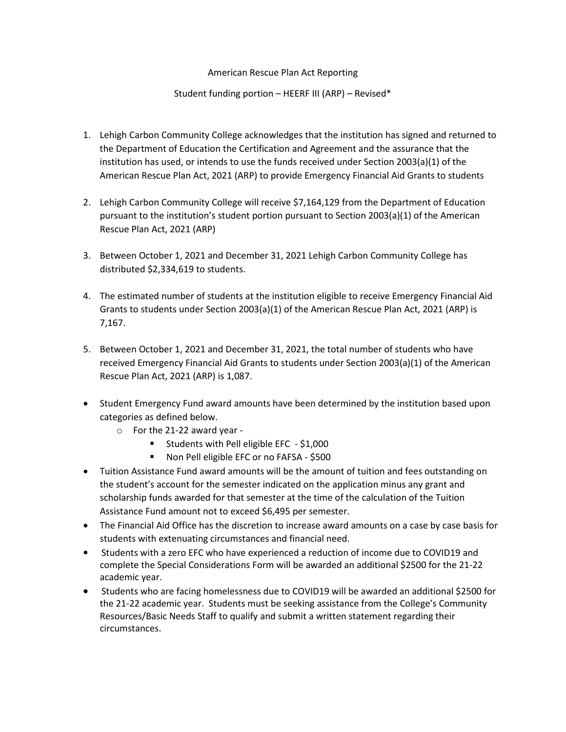American Rescue Plan Act Reporting

Student funding portion – HEERF III (ARP) – Revised*

1. Lehigh Carbon Community College acknowledges that the institution has signed and returned to the Department of Education the Certification and Agreement and the assurance that the institution has used, or intends to use the funds received under Section 2003(a)(1) of the American Rescue Plan Act, 2021 (ARP) to provide Emergency Financial Aid Grants to students

2. Lehigh Carbon Community College will receive $7,164,129 from the Department of Education pursuant to the institution's student portion pursuant to Section 2003(a)(1) of the American Rescue Plan Act, 2021 (ARP)

3. Between October 1, 2021 and December 31, 2021 Lehigh Carbon Community College has distributed $2,334,619 to students.

4. The estimated number of students at the institution eligible to receive Emergency Financial Aid Grants to students under Section 2003(a)(1) of the American Rescue Plan Act, 2021 (ARP) is 7,167.

5. Between October 1, 2021 and December 31, 2021, the total number of students who have received Emergency Financial Aid Grants to students under Section 2003(a)(1) of the American Rescue Plan Act, 2021 (ARP) is 1,087.

- Student Emergency Fund award amounts have been determined by the institution based upon categories as defined below.
  - For the 21-22 award year -
    - Students with Pell eligible EFC - $1,000
    - Non Pell eligible EFC or no FAFSA - $500
- Tuition Assistance Fund award amounts will be the amount of tuition and fees outstanding on the student's account for the semester indicated on the application minus any grant and scholarship funds awarded for that semester at the time of the calculation of the Tuition Assistance Fund amount not to exceed $6,495 per semester.
- The Financial Aid Office has the discretion to increase award amounts on a case by case basis for students with extenuating circumstances and financial need.
- Students with a zero EFC who have experienced a reduction of income due to COVID19 and complete the Special Considerations Form will be awarded an additional $2500 for the 21-22 academic year.
- Students who are facing homelessness due to COVID19 will be awarded an additional $2500 for the 21-22 academic year. Students must be seeking assistance from the College's Community Resources/Basic Needs Staff to qualify and submit a written statement regarding their circumstances.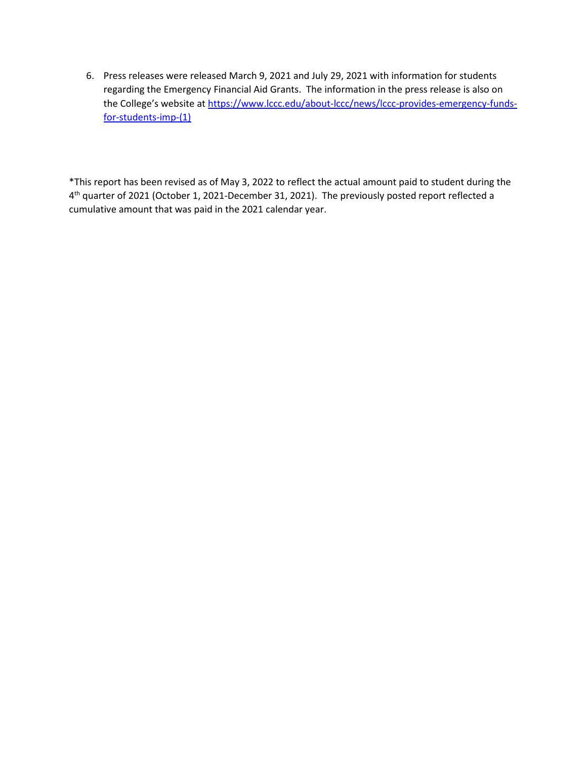6. Press releases were released March 9, 2021 and July 29, 2021 with information for students regarding the Emergency Financial Aid Grants. The information in the press release is also on the College's website at [https://www.lccc.edu/about-lccc/news/lccc-provides-emergency-funds-for-students-imp-(1)](https://www.lccc.edu/about-lccc/news/lccc-provides-emergency-funds-for-students-imp-(1))

*This report has been revised as of May 3, 2022 to reflect the actual amount paid to student during the 4th quarter of 2021 (October 1, 2021-December 31, 2021). The previously posted report reflected a cumulative amount that was paid in the 2021 calendar year.